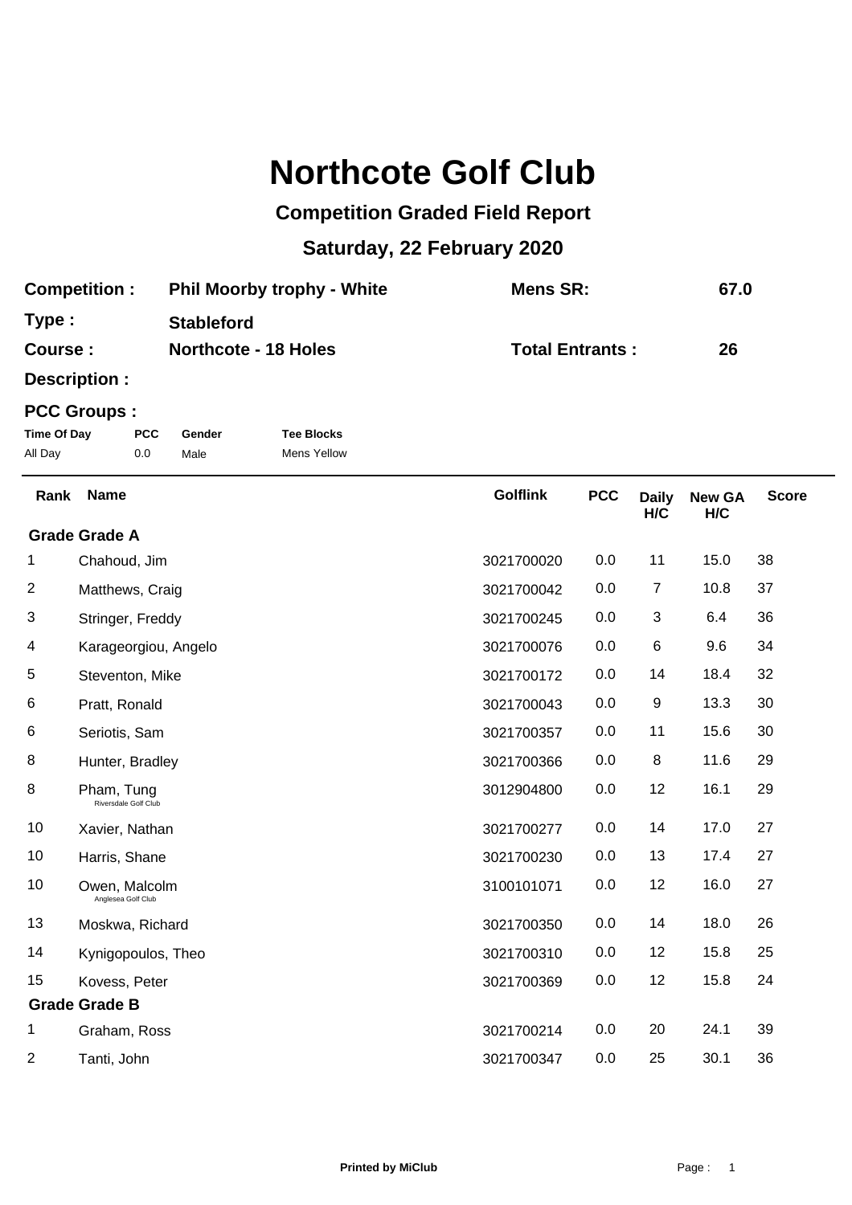# Northcote Golf Club

## Competition Graded Field Report

## Saturday, 22 February 2020

**Competition :** Phil Moorby trophy - White  **Mens SR:** 67.0

**Type :** Stableford

**Course :** Northcote - 18 Holes  **Total Entrants :** 26

**Description :**

**PCC Groups :**

| Time Of Day | PCC | Gender | Tee Blocks |
|---|---|---|---|
| All Day | 0.0 | Male | Mens Yellow |

| Rank | Name | Golflink | PCC | Daily H/C | New GA H/C | Score |
|---|---|---|---|---|---|---|
| **Grade Grade A** | | | | | | |
| 1 | Chahoud, Jim | 3021700020 | 0.0 | 11 | 15.0 | 38 |
| 2 | Matthews, Craig | 3021700042 | 0.0 | 7 | 10.8 | 37 |
| 3 | Stringer, Freddy | 3021700245 | 0.0 | 3 | 6.4 | 36 |
| 4 | Karageorgiou, Angelo | 3021700076 | 0.0 | 6 | 9.6 | 34 |
| 5 | Steventon, Mike | 3021700172 | 0.0 | 14 | 18.4 | 32 |
| 6 | Pratt, Ronald | 3021700043 | 0.0 | 9 | 13.3 | 30 |
| 6 | Seriotis, Sam | 3021700357 | 0.0 | 11 | 15.6 | 30 |
| 8 | Hunter, Bradley | 3021700366 | 0.0 | 8 | 11.6 | 29 |
| 8 | Pham, Tung (Riversdale Golf Club) | 3012904800 | 0.0 | 12 | 16.1 | 29 |
| 10 | Xavier, Nathan | 3021700277 | 0.0 | 14 | 17.0 | 27 |
| 10 | Harris, Shane | 3021700230 | 0.0 | 13 | 17.4 | 27 |
| 10 | Owen, Malcolm (Anglesea Golf Club) | 3100101071 | 0.0 | 12 | 16.0 | 27 |
| 13 | Moskwa, Richard | 3021700350 | 0.0 | 14 | 18.0 | 26 |
| 14 | Kynigopoulos, Theo | 3021700310 | 0.0 | 12 | 15.8 | 25 |
| 15 | Kovess, Peter | 3021700369 | 0.0 | 12 | 15.8 | 24 |
| **Grade Grade B** | | | | | | |
| 1 | Graham, Ross | 3021700214 | 0.0 | 20 | 24.1 | 39 |
| 2 | Tanti, John | 3021700347 | 0.0 | 25 | 30.1 | 36 |

Printed by MiClub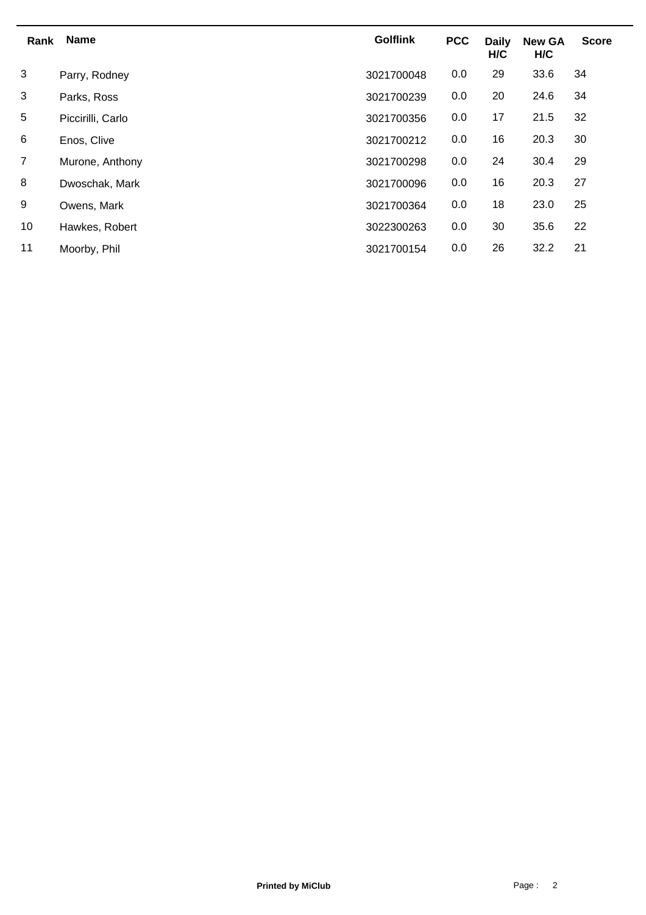| Rank | Name | Golflink | PCC | Daily H/C | New GA H/C | Score |
|---|---|---|---|---|---|---|
| 3 | Parry, Rodney | 3021700048 | 0.0 | 29 | 33.6 | 34 |
| 3 | Parks, Ross | 3021700239 | 0.0 | 20 | 24.6 | 34 |
| 5 | Piccirilli, Carlo | 3021700356 | 0.0 | 17 | 21.5 | 32 |
| 6 | Enos, Clive | 3021700212 | 0.0 | 16 | 20.3 | 30 |
| 7 | Murone, Anthony | 3021700298 | 0.0 | 24 | 30.4 | 29 |
| 8 | Dwoschak, Mark | 3021700096 | 0.0 | 16 | 20.3 | 27 |
| 9 | Owens, Mark | 3021700364 | 0.0 | 18 | 23.0 | 25 |
| 10 | Hawkes, Robert | 3022300263 | 0.0 | 30 | 35.6 | 22 |
| 11 | Moorby, Phil | 3021700154 | 0.0 | 26 | 32.2 | 21 |

**Printed by MiClub**